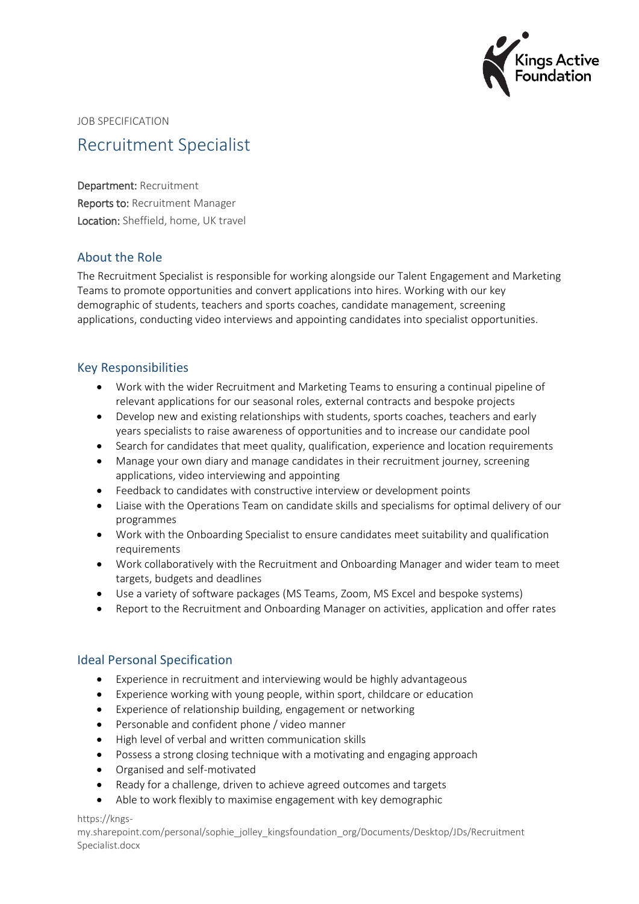Kings Active Foundation

JOB SPECIFICATION

# Recruitment Specialist

**Department:** Recruitment
**Reports to:** Recruitment Manager
**Location:** Sheffield, home, UK travel

## About the Role

The Recruitment Specialist is responsible for working alongside our Talent Engagement and Marketing Teams to promote opportunities and convert applications into hires. Working with our key demographic of students, teachers and sports coaches, candidate management, screening applications, conducting video interviews and appointing candidates into specialist opportunities.

## Key Responsibilities

- Work with the wider Recruitment and Marketing Teams to ensuring a continual pipeline of relevant applications for our seasonal roles, external contracts and bespoke projects
- Develop new and existing relationships with students, sports coaches, teachers and early years specialists to raise awareness of opportunities and to increase our candidate pool
- Search for candidates that meet quality, qualification, experience and location requirements
- Manage your own diary and manage candidates in their recruitment journey, screening applications, video interviewing and appointing
- Feedback to candidates with constructive interview or development points
- Liaise with the Operations Team on candidate skills and specialisms for optimal delivery of our programmes
- Work with the Onboarding Specialist to ensure candidates meet suitability and qualification requirements
- Work collaboratively with the Recruitment and Onboarding Manager and wider team to meet targets, budgets and deadlines
- Use a variety of software packages (MS Teams, Zoom, MS Excel and bespoke systems)
- Report to the Recruitment and Onboarding Manager on activities, application and offer rates

## Ideal Personal Specification

- Experience in recruitment and interviewing would be highly advantageous
- Experience working with young people, within sport, childcare or education
- Experience of relationship building, engagement or networking
- Personable and confident phone / video manner
- High level of verbal and written communication skills
- Possess a strong closing technique with a motivating and engaging approach
- Organised and self-motivated
- Ready for a challenge, driven to achieve agreed outcomes and targets
- Able to work flexibly to maximise engagement with key demographic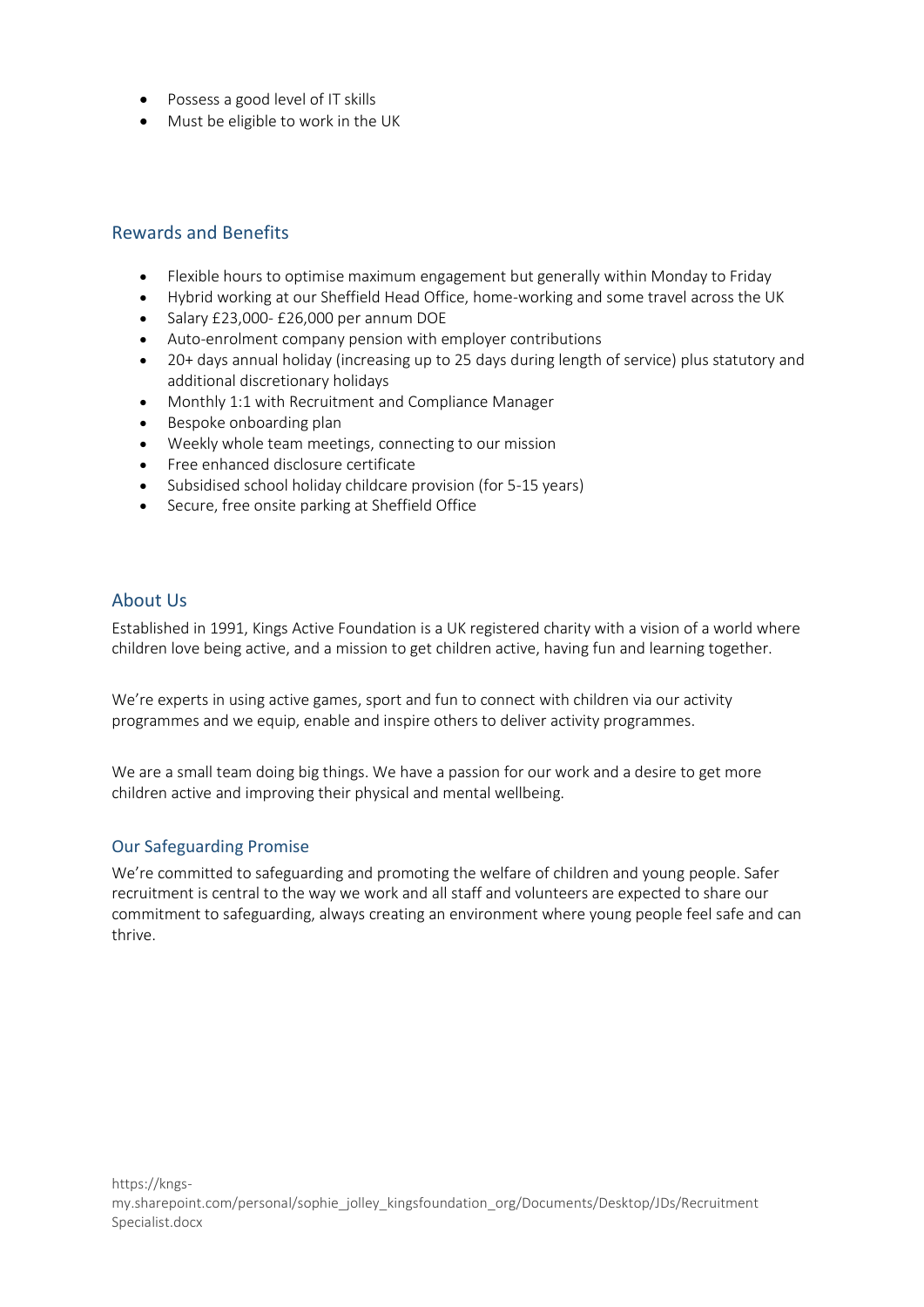- Possess a good level of IT skills
- Must be eligible to work in the UK

## Rewards and Benefits

- Flexible hours to optimise maximum engagement but generally within Monday to Friday
- Hybrid working at our Sheffield Head Office, home-working and some travel across the UK
- Salary £23,000- £26,000 per annum DOE
- Auto-enrolment company pension with employer contributions
- 20+ days annual holiday (increasing up to 25 days during length of service) plus statutory and additional discretionary holidays
- Monthly 1:1 with Recruitment and Compliance Manager
- Bespoke onboarding plan
- Weekly whole team meetings, connecting to our mission
- Free enhanced disclosure certificate
- Subsidised school holiday childcare provision (for 5-15 years)
- Secure, free onsite parking at Sheffield Office

## About Us

Established in 1991, Kings Active Foundation is a UK registered charity with a vision of a world where children love being active, and a mission to get children active, having fun and learning together.

We're experts in using active games, sport and fun to connect with children via our activity programmes and we equip, enable and inspire others to deliver activity programmes.

We are a small team doing big things. We have a passion for our work and a desire to get more children active and improving their physical and mental wellbeing.

### Our Safeguarding Promise

We're committed to safeguarding and promoting the welfare of children and young people. Safer recruitment is central to the way we work and all staff and volunteers are expected to share our commitment to safeguarding, always creating an environment where young people feel safe and can thrive.